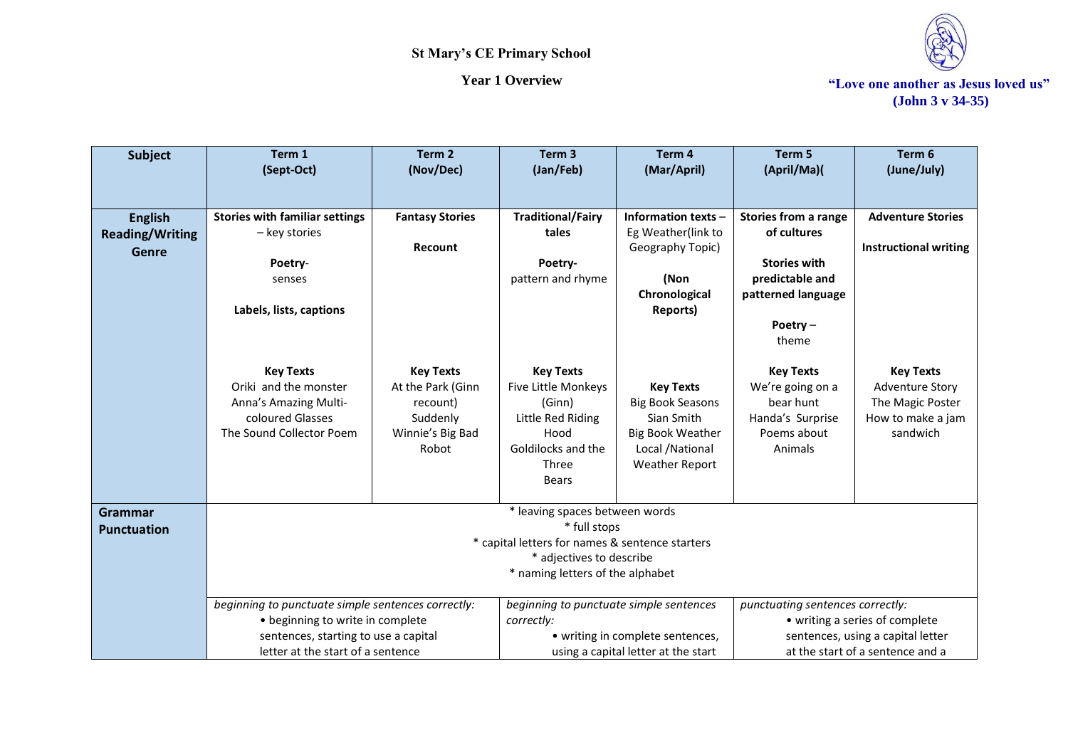# St Mary's CE Primary School

## Year 1 Overview

**"Love one another as Jesus loved us"**
**(John 3 v 34-35)**

| Subject | Term 1 (Sept-Oct) | Term 2 (Nov/Dec) | Term 3 (Jan/Feb) | Term 4 (Mar/April) | Term 5 (April/Ma)( | Term 6 (June/July) |
|---|---|---|---|---|---|---|
| **English Reading/Writing Genre** | **Stories with familiar settings** – key stories<br><br>**Poetry**- senses<br><br>**Labels, lists, captions**<br><br>**Key Texts**<br>Oriki and the monster<br>Anna's Amazing Multi-coloured Glasses<br>The Sound Collector Poem | **Fantasy Stories**<br><br>**Recount**<br><br>**Key Texts**<br>At the Park (Ginn recount)<br>Suddenly<br>Winnie's Big Bad Robot | **Traditional/Fairy tales**<br><br>**Poetry**- pattern and rhyme<br><br>**Key Texts**<br>Five Little Monkeys (Ginn)<br>Little Red Riding Hood<br>Goldilocks and the Three Bears | **Information texts** – Eg Weather(link to Geography Topic)<br><br>**(Non Chronological Reports)**<br><br>**Key Texts**<br>Big Book Seasons<br>Sian Smith<br>Big Book Weather<br>Local /National Weather Report | **Stories from a range of cultures**<br><br>**Stories with predictable and patterned language**<br><br>**Poetry** – theme<br><br>**Key Texts**<br>We're going on a bear hunt<br>Handa's Surprise<br>Poems about Animals | **Adventure Stories**<br><br>**Instructional writing**<br><br>**Key Texts**<br>Adventure Story<br>The Magic Poster<br>How to make a jam sandwich |
| **Grammar Punctuation** | * leaving spaces between words<br>* full stops<br>* capital letters for names & sentence starters<br>* adjectives to describe<br>* naming letters of the alphabet | | | | | |
| | *beginning to punctuate simple sentences correctly:*<br>• beginning to write in complete sentences, starting to use a capital letter at the start of a sentence | | *beginning to punctuate simple sentences correctly:*<br>• writing in complete sentences, using a capital letter at the start | | *punctuating sentences correctly:*<br>• writing a series of complete sentences, using a capital letter at the start of a sentence and a | |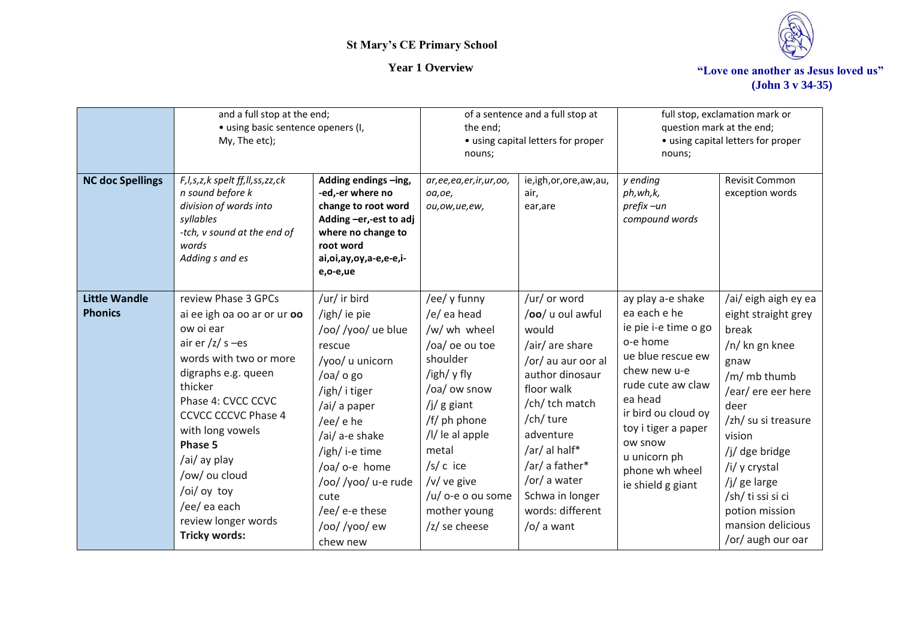St Mary's CE Primary School

Year 1 Overview

"Love one another as Jesus loved us" (John 3 v 34-35)

| | | | | | | |
|---|---|---|---|---|---|---|
| | and a full stop at the end; • using basic sentence openers (I, My, The etc); | | of a sentence and a full stop at the end; • using capital letters for proper nouns; | | full stop, exclamation mark or question mark at the end; • using capital letters for proper nouns; | |
| **NC doc Spellings** | *F,l,s,z,k spelt ff,ll,ss,zz,ck n sound before k division of words into syllables -tch, v sound at the end of words Adding s and es* | **Adding endings –ing, -ed,-er where no change to root word Adding –er,-est to adj where no change to root word ai,oi,ay,oy,a-e,e-e,i-e,o-e,ue** | *ar,ee,ea,er,ir,ur,oo, oa,oe, ou,ow,ue,ew,* | ie,igh,or,ore,aw,au, air, ear,are | *y ending ph,wh,k, prefix –un compound words* | Revisit Common exception words |
| **Little Wandle Phonics** | review Phase 3 GPCs ai ee igh oa oo ar or ur **oo** ow oi ear air er /z/ s –es words with two or more digraphs e.g. queen thicker Phase 4: CVCC CCVC CCVCC CCCVC Phase 4 with long vowels **Phase 5** /ai/ ay play /ow/ ou cloud /oi/ oy toy /ee/ ea each review longer words **Tricky words:** | /ur/ ir bird /igh/ ie pie /oo/ /yoo/ ue blue rescue /yoo/ u unicorn /oa/ o go /igh/ i tiger /ai/ a paper /ee/ e he /ai/ a-e shake /igh/ i-e time /oa/ o-e home /oo/ /yoo/ u-e rude cute /ee/ e-e these /oo/ /yoo/ ew chew new | /ee/ y funny /e/ ea head /w/ wh wheel /oa/ oe ou toe shoulder /igh/ y fly /oa/ ow snow /j/ g giant /f/ ph phone /l/ le al apple metal /s/ c ice /v/ ve give /u/ o-e o ou some mother young /z/ se cheese | /ur/ or word /**oo**/ u oul awful would /air/ are share /or/ au aur oor al author dinosaur floor walk /ch/ tch match /ch/ ture adventure /ar/ al half* /ar/ a father* /or/ a water Schwa in longer words: different /o/ a want | ay play a-e shake ea each e he ie pie i-e time o go o-e home ue blue rescue ew chew new u-e rude cute aw claw ea head ir bird ou cloud oy toy i tiger a paper ow snow u unicorn ph phone wh wheel ie shield g giant | /ai/ eigh aigh ey ea eight straight grey break /n/ kn gn knee gnaw /m/ mb thumb /ear/ ere eer here deer /zh/ su si treasure vision /j/ dge bridge /i/ y crystal /j/ ge large /sh/ ti ssi si ci potion mission mansion delicious /or/ augh our oar |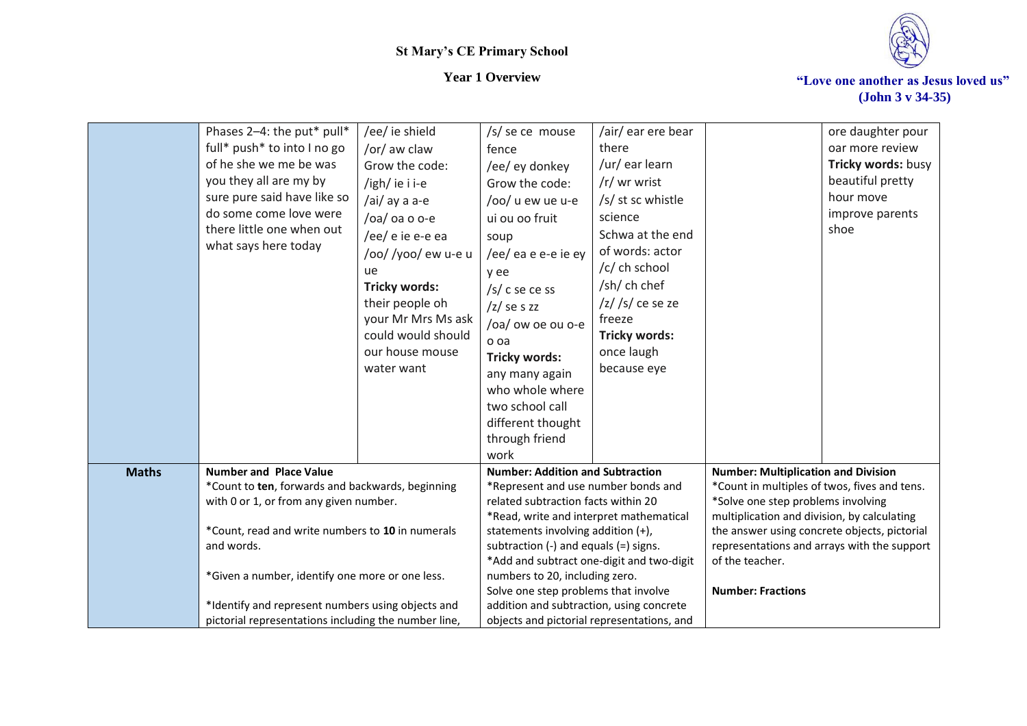# St Mary's CE Primary School

## Year 1 Overview

**"Love one another as Jesus loved us" (John 3 v 34-35)**

| | | | | | | |
|---|---|---|---|---|---|---|
| | Phases 2–4: the put* pull* full* push* to into I no go of he she we me be was you they all are my by sure pure said have like so do some come love were there little one when out what says here today | /ee/ ie shield<br>/or/ aw claw<br>Grow the code:<br>/igh/ ie i i-e<br>/ai/ ay a a-e<br>/oa/ oa o o-e<br>/ee/ e ie e-e ea<br>/oo/ /yoo/ ew u-e u ue<br>**Tricky words:** their people oh your Mr Mrs Ms ask could would should our house mouse water want | /s/ se ce mouse fence<br>/ee/ ey donkey<br>Grow the code:<br>/oo/ u ew ue u-e ui ou oo fruit soup<br>/ee/ ea e e-e ie ey y ee<br>/s/ c se ce ss<br>/z/ se s zz<br>/oa/ ow oe ou o-e o oa<br>**Tricky words:** any many again who whole where two school call different thought through friend work | /air/ ear ere bear there<br>/ur/ ear learn<br>/r/ wr wrist<br>/s/ st sc whistle science<br>Schwa at the end of words: actor<br>/c/ ch school<br>/sh/ ch chef<br>/z/ /s/ ce se ze freeze<br>**Tricky words:** once laugh because eye | | ore daughter pour oar more review<br>**Tricky words:** busy beautiful pretty hour move improve parents shoe |
| **Maths** | **Number and Place Value**<br>*Count to **ten**, forwards and backwards, beginning with 0 or 1, or from any given number.<br><br>*Count, read and write numbers to **10** in numerals and words.<br><br>*Given a number, identify one more or one less.<br><br>*Identify and represent numbers using objects and pictorial representations including the number line, | | **Number: Addition and Subtraction**<br>*Represent and use number bonds and related subtraction facts within 20<br>*Read, write and interpret mathematical statements involving addition (+), subtraction (-) and equals (=) signs.<br>*Add and subtract one-digit and two-digit numbers to 20, including zero.<br>Solve one step problems that involve addition and subtraction, using concrete objects and pictorial representations, and | | **Number: Multiplication and Division**<br>*Count in multiples of twos, fives and tens.<br>*Solve one step problems involving multiplication and division, by calculating the answer using concrete objects, pictorial representations and arrays with the support of the teacher.<br><br>**Number: Fractions** | |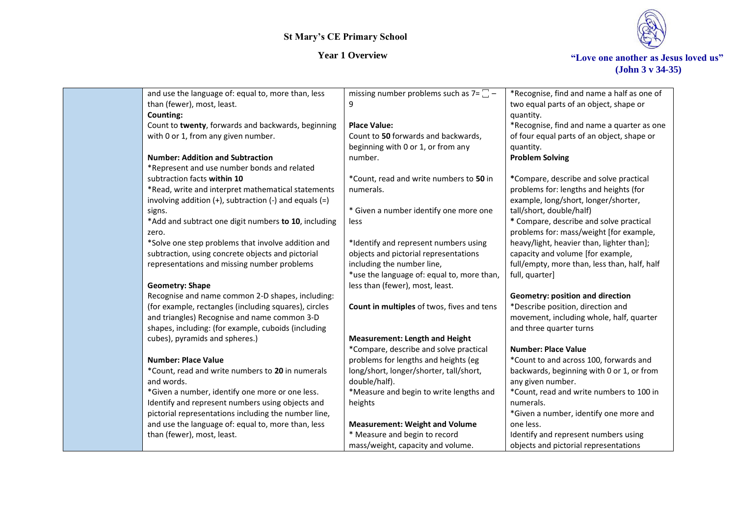# St Mary's CE Primary School

## Year 1 Overview

"Love one another as Jesus loved us" (John 3 v 34-35)

| | | | |
|---|---|---|---|
| | and use the language of: equal to, more than, less than (fewer), most, least.<br>**Counting:**<br>Count to **twenty**, forwards and backwards, beginning with 0 or 1, from any given number.<br><br>**Number: Addition and Subtraction**<br>*Represent and use number bonds and related subtraction facts **within 10**<br>*Read, write and interpret mathematical statements involving addition (+), subtraction (-) and equals (=) signs.<br>*Add and subtract one digit numbers **to 10**, including zero.<br>*Solve one step problems that involve addition and subtraction, using concrete objects and pictorial representations and missing number problems<br><br>**Geometry: Shape**<br>Recognise and name common 2-D shapes, including: (for example, rectangles (including squares), circles and triangles) Recognise and name common 3-D shapes, including: (for example, cuboids (including cubes), pyramids and spheres.)<br><br>**Number: Place Value**<br>*Count, read and write numbers to **20** in numerals and words.<br>*Given a number, identify one more or one less. Identify and represent numbers using objects and pictorial representations including the number line, and use the language of: equal to, more than, less than (fewer), most, least. | missing number problems such as 7= ☐ – 9<br><br>**Place Value:**<br>Count to **50** forwards and backwards, beginning with 0 or 1, or from any number.<br><br>*Count, read and write numbers to **50** in numerals.<br><br>* Given a number identify one more one less<br><br>*Identify and represent numbers using objects and pictorial representations including the number line,<br>*use the language of: equal to, more than, less than (fewer), most, least.<br><br>**Count in multiples** of twos, fives and tens<br><br>**Measurement: Length and Height**<br>*Compare, describe and solve practical problems for lengths and heights (eg long/short, longer/shorter, tall/short, double/half).<br>*Measure and begin to write lengths and heights<br><br>**Measurement: Weight and Volume**<br>* Measure and begin to record mass/weight, capacity and volume. | *Recognise, find and name a half as one of two equal parts of an object, shape or quantity.<br>*Recognise, find and name a quarter as one of four equal parts of an object, shape or quantity.<br>**Problem Solving**<br><br>***Compare, describe and solve practical problems for: lengths and heights (for example, long/short, longer/shorter, tall/short, double/half)<br>* Compare, describe and solve practical problems for: mass/weight [for example, heavy/light, heavier than, lighter than]; capacity and volume [for example, full/empty, more than, less than, half, half full, quarter]<br><br>**Geometry: position and direction**<br>*Describe position, direction and movement, including whole, half, quarter and three quarter turns<br><br>**Number: Place Value**<br>*Count to and across 100, forwards and backwards, beginning with 0 or 1, or from any given number.<br>*Count, read and write numbers to 100 in numerals.<br>*Given a number, identify one more and one less.<br>Identify and represent numbers using objects and pictorial representations |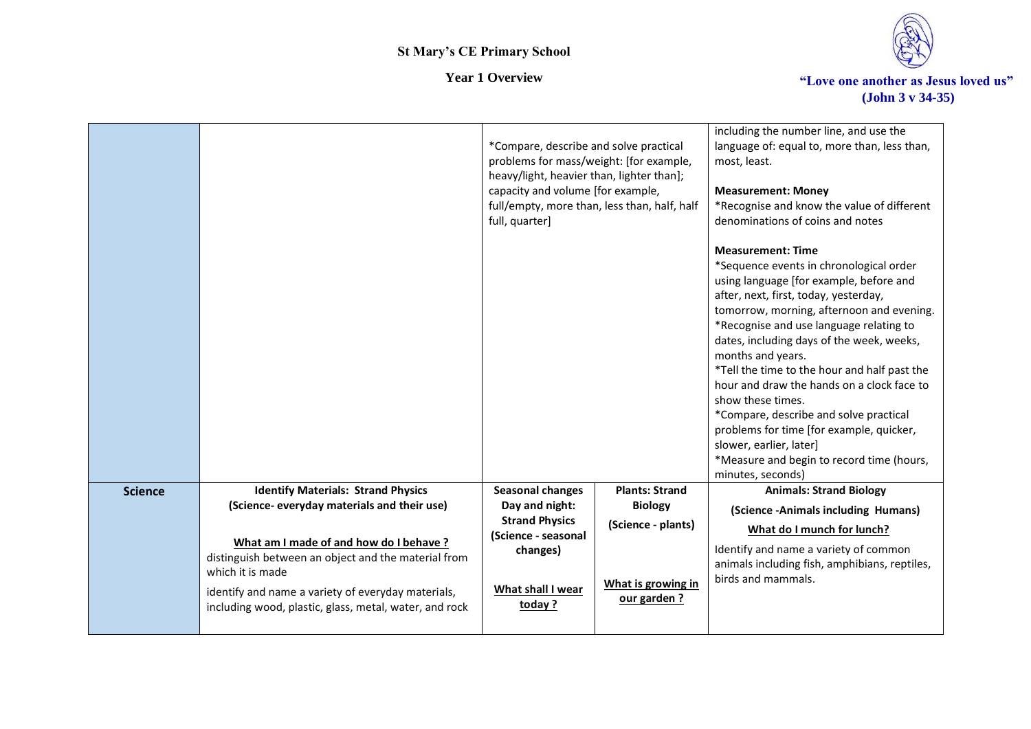# St Mary's CE Primary School

## Year 1 Overview

"Love one another as Jesus loved us" (John 3 v 34-35)

| | | | | |
|---|---|---|---|---|
| | | *Compare, describe and solve practical problems for mass/weight: [for example, heavy/light, heavier than, lighter than]; capacity and volume [for example, full/empty, more than, less than, half, half full, quarter] | | including the number line, and use the language of: equal to, more than, less than, most, least.<br><br>**Measurement: Money**<br>*Recognise and know the value of different denominations of coins and notes<br><br>**Measurement: Time**<br>*Sequence events in chronological order using language [for example, before and after, next, first, today, yesterday, tomorrow, morning, afternoon and evening.<br>*Recognise and use language relating to dates, including days of the week, weeks, months and years.<br>*Tell the time to the hour and half past the hour and draw the hands on a clock face to show these times.<br>*Compare, describe and solve practical problems for time [for example, quicker, slower, earlier, later]<br>*Measure and begin to record time (hours, minutes, seconds) |
| **Science** | **Identify Materials: Strand Physics**<br>**(Science- everyday materials and their use)**<br><br>**What am I made of and how do I behave ?**<br>distinguish between an object and the material from which it is made<br><br>identify and name a variety of everyday materials, including wood, plastic, glass, metal, water, and rock | **Seasonal changes**<br>**Day and night:**<br>**Strand Physics**<br>**(Science - seasonal changes)**<br><br>**What shall I wear today ?** | **Plants: Strand Biology**<br>**(Science - plants)**<br><br>**What is growing in our garden ?** | **Animals: Strand Biology**<br>**(Science -Animals including Humans)**<br>**What do I munch for lunch?**<br><br>Identify and name a variety of common animals including fish, amphibians, reptiles, birds and mammals. |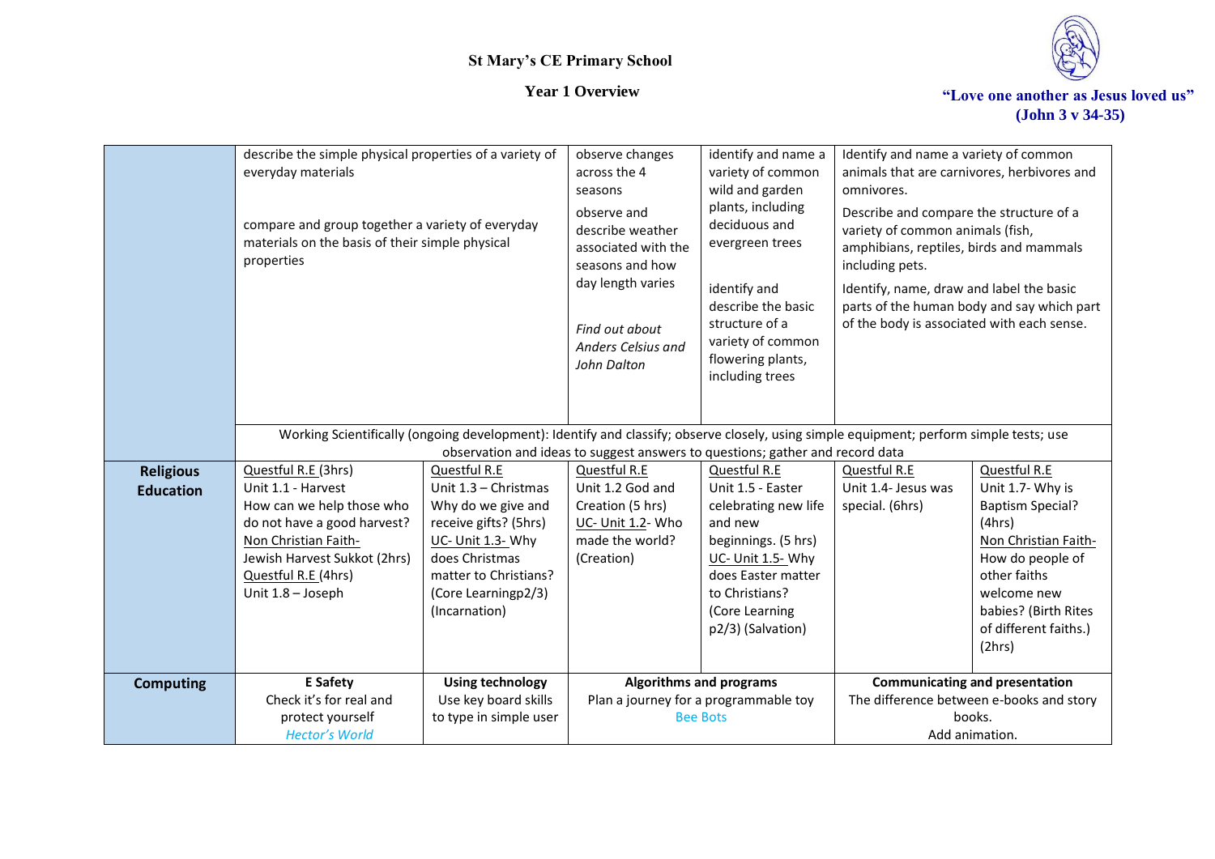# St Mary's CE Primary School

## Year 1 Overview

**"Love one another as Jesus loved us" (John 3 v 34-35)**

| | | | | | | |
|---|---|---|---|---|---|---|
| | describe the simple physical properties of a variety of everyday materials<br><br>compare and group together a variety of everyday materials on the basis of their simple physical properties | | observe changes across the 4 seasons<br><br>observe and describe weather associated with the seasons and how day length varies<br><br>*Find out about Anders Celsius and John Dalton* | identify and name a variety of common wild and garden plants, including deciduous and evergreen trees<br><br>identify and describe the basic structure of a variety of common flowering plants, including trees | Identify and name a variety of common animals that are carnivores, herbivores and omnivores.<br><br>Describe and compare the structure of a variety of common animals (fish, amphibians, reptiles, birds and mammals including pets.<br><br>Identify, name, draw and label the basic parts of the human body and say which part of the body is associated with each sense. | |
| | Working Scientifically (ongoing development): Identify and classify; observe closely, using simple equipment; perform simple tests; use observation and ideas to suggest answers to questions; gather and record data | | | | | |
| **Religious Education** | Questful R.E (3hrs)<br>Unit 1.1 - Harvest<br>How can we help those who do not have a good harvest?<br>Non Christian Faith-<br>Jewish Harvest Sukkot (2hrs)<br>Questful R.E (4hrs)<br>Unit 1.8 – Joseph | Questful R.E<br>Unit 1.3 – Christmas<br>Why do we give and receive gifts? (5hrs)<br>UC- Unit 1.3- Why does Christmas matter to Christians?<br>(Core Learningp2/3)<br>(Incarnation) | Questful R.E<br>Unit 1.2 God and Creation (5 hrs)<br>UC- Unit 1.2- Who made the world?<br>(Creation) | Questful R.E<br>Unit 1.5 - Easter celebrating new life and new beginnings. (5 hrs)<br>UC- Unit 1.5- Why does Easter matter to Christians?<br>(Core Learning p2/3) (Salvation) | Questful R.E<br>Unit 1.4- Jesus was special. (6hrs) | Questful R.E<br>Unit 1.7- Why is Baptism Special? (4hrs)<br>Non Christian Faith-<br>How do people of other faiths welcome new babies? (Birth Rites of different faiths.) (2hrs) |
| **Computing** | **E Safety**<br>Check it's for real and protect yourself<br>*Hector's World* | **Using technology**<br>Use key board skills to type in simple user | **Algorithms and programs**<br>Plan a journey for a programmable toy<br>Bee Bots | | **Communicating and presentation**<br>The difference between e-books and story books.<br>Add animation. | |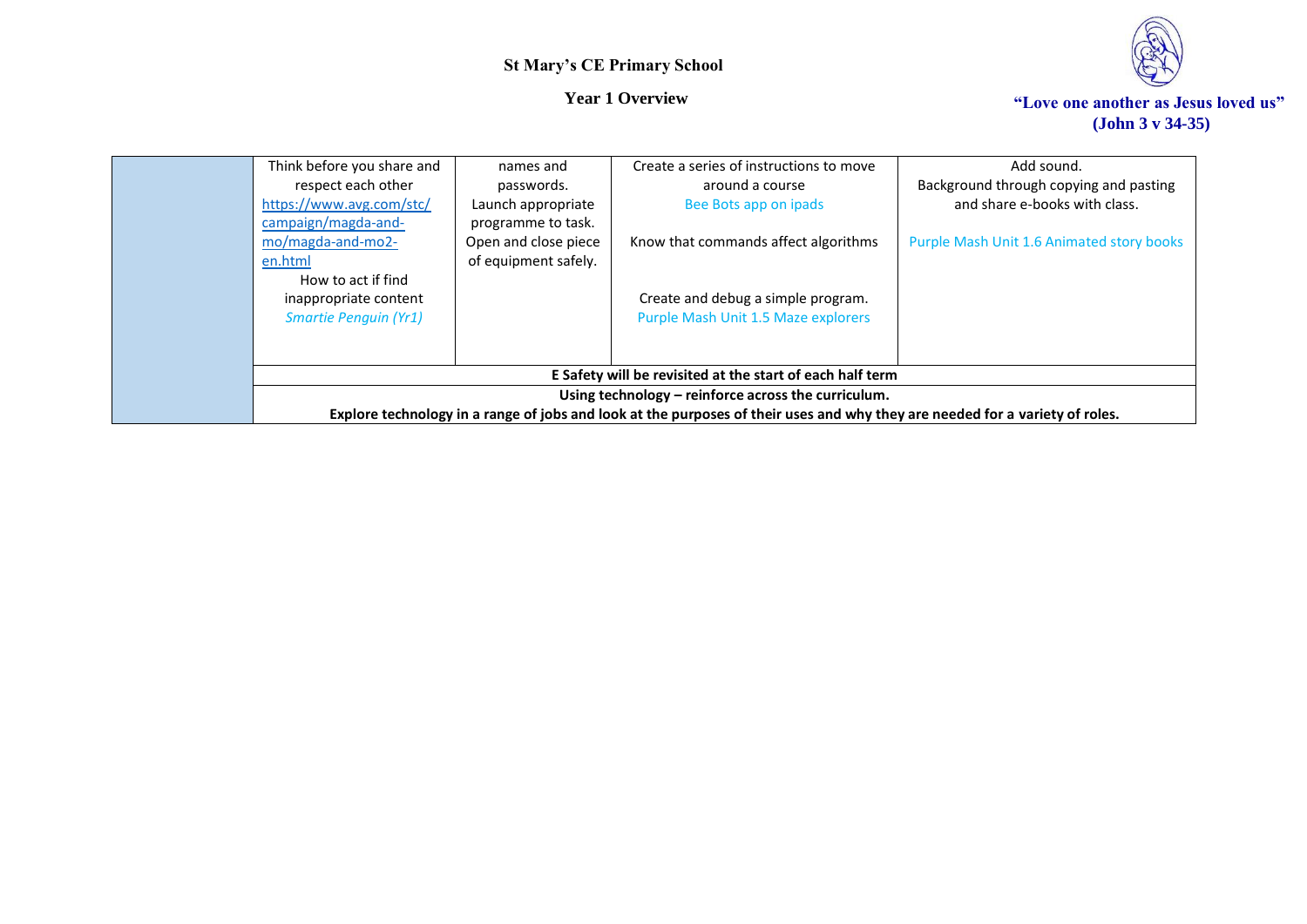**St Mary's CE Primary School**

**Year 1 Overview**

**"Love one another as Jesus loved us" (John 3 v 34-35)**

| | | | | |
|---|---|---|---|---|
| | Think before you share and respect each other https://www.avg.com/stc/campaign/magda-and-mo/magda-and-mo2-en.html How to act if find inappropriate content *Smartie Penguin (Yr1)* | names and passwords. Launch appropriate programme to task. Open and close piece of equipment safely. | Create a series of instructions to move around a course Bee Bots app on ipads<br><br>Know that commands affect algorithms<br><br>Create and debug a simple program. Purple Mash Unit 1.5 Maze explorers | Add sound. Background through copying and pasting and share e-books with class.<br><br>Purple Mash Unit 1.6 Animated story books |
| | **E Safety will be revisited at the start of each half term** | | | |
| | **Using technology – reinforce across the curriculum.** **Explore technology in a range of jobs and look at the purposes of their uses and why they are needed for a variety of roles.** | | | |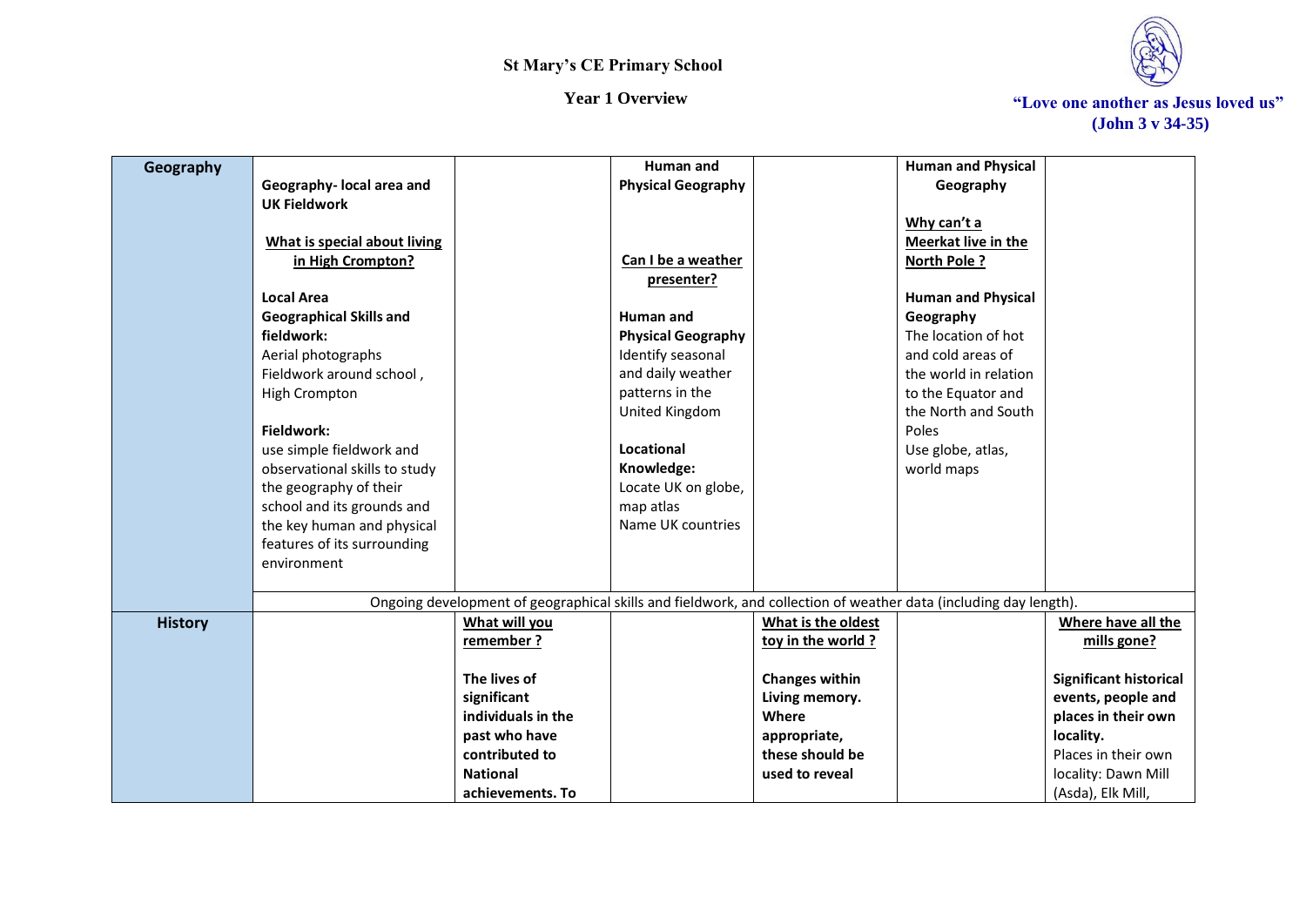# St Mary's CE Primary School

## Year 1 Overview

"Love one another as Jesus loved us"
(John 3 v 34-35)

| | | | | | | |
|---|---|---|---|---|---|---|
| **Geography** | **Geography- local area and UK Fieldwork**<br><br>**What is special about living in High Crompton?**<br><br>**Local Area Geographical Skills and fieldwork:**<br>Aerial photographs<br>Fieldwork around school , High Crompton<br><br>**Fieldwork:**<br>use simple fieldwork and observational skills to study the geography of their school and its grounds and the key human and physical features of its surrounding environment | | **Human and Physical Geography**<br><br>**Can I be a weather presenter?**<br><br>**Human and Physical Geography**<br>Identify seasonal and daily weather patterns in the United Kingdom<br><br>**Locational Knowledge:**<br>Locate UK on globe, map atlas<br>Name UK countries | | **Human and Physical Geography**<br><br>**Why can't a Meerkat live in the North Pole ?**<br><br>**Human and Physical Geography**<br>The location of hot and cold areas of the world in relation to the Equator and the North and South Poles<br>Use globe, atlas, world maps | |
| | Ongoing development of geographical skills and fieldwork, and collection of weather data (including day length). | | | | | |
| **History** | | **What will you remember ?**<br><br>**The lives of significant individuals in the past who have contributed to National achievements. To** | | **What is the oldest toy in the world ?**<br><br>**Changes within Living memory. Where appropriate, these should be used to reveal** | | **Where have all the mills gone?**<br><br>**Significant historical events, people and places in their own locality.**<br>Places in their own locality: Dawn Mill (Asda), Elk Mill, |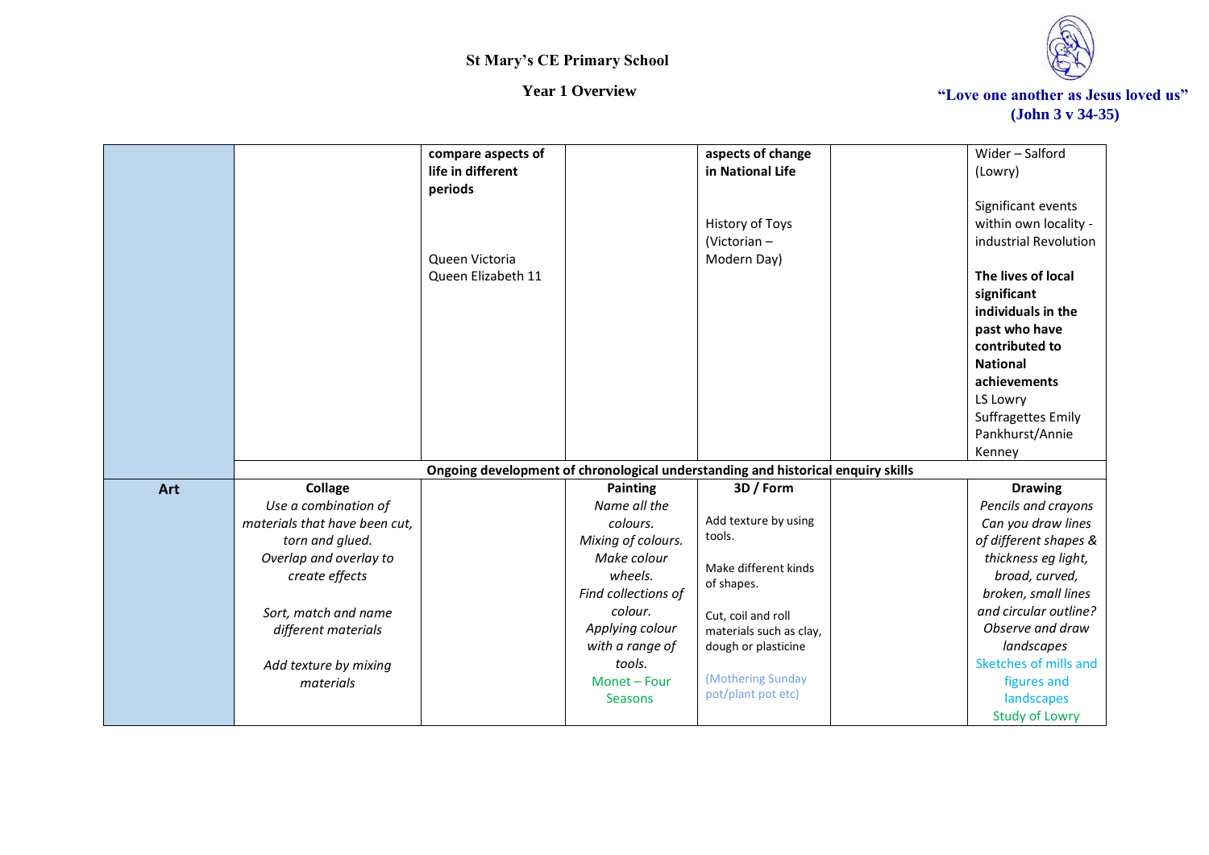**St Mary's CE Primary School**

**Year 1 Overview**

**"Love one another as Jesus loved us" (John 3 v 34-35)**

| | | | | | | |
|---|---|---|---|---|---|---|
| | | **compare aspects of life in different periods**<br><br>Queen Victoria<br>Queen Elizabeth 11 | | **aspects of change in National Life**<br><br>History of Toys (Victorian – Modern Day) | | Wider – Salford (Lowry)<br><br>Significant events within own locality - industrial Revolution<br><br>**The lives of local significant individuals in the past who have contributed to National achievements**<br>LS Lowry<br>Suffragettes Emily Pankhurst/Annie Kenney |
| | **Ongoing development of chronological understanding and historical enquiry skills** | | | | | |
| **Art** | **Collage**<br>*Use a combination of materials that have been cut, torn and glued.*<br>*Overlap and overlay to create effects*<br><br>*Sort, match and name different materials*<br><br>*Add texture by mixing materials* | | **Painting**<br>*Name all the colours.*<br>*Mixing of colours.*<br>*Make colour wheels.*<br>*Find collections of colour.*<br>*Applying colour with a range of tools.*<br>Monet – Four Seasons | **3D / Form**<br><br>Add texture by using tools.<br><br>Make different kinds of shapes.<br><br>Cut, coil and roll materials such as clay, dough or plasticine<br><br>(Mothering Sunday pot/plant pot etc) | | **Drawing**<br>*Pencils and crayons*<br>*Can you draw lines of different shapes & thickness eg light, broad, curved, broken, small lines and circular outline?*<br>*Observe and draw landscapes*<br>Sketches of mills and figures and landscapes<br>Study of Lowry |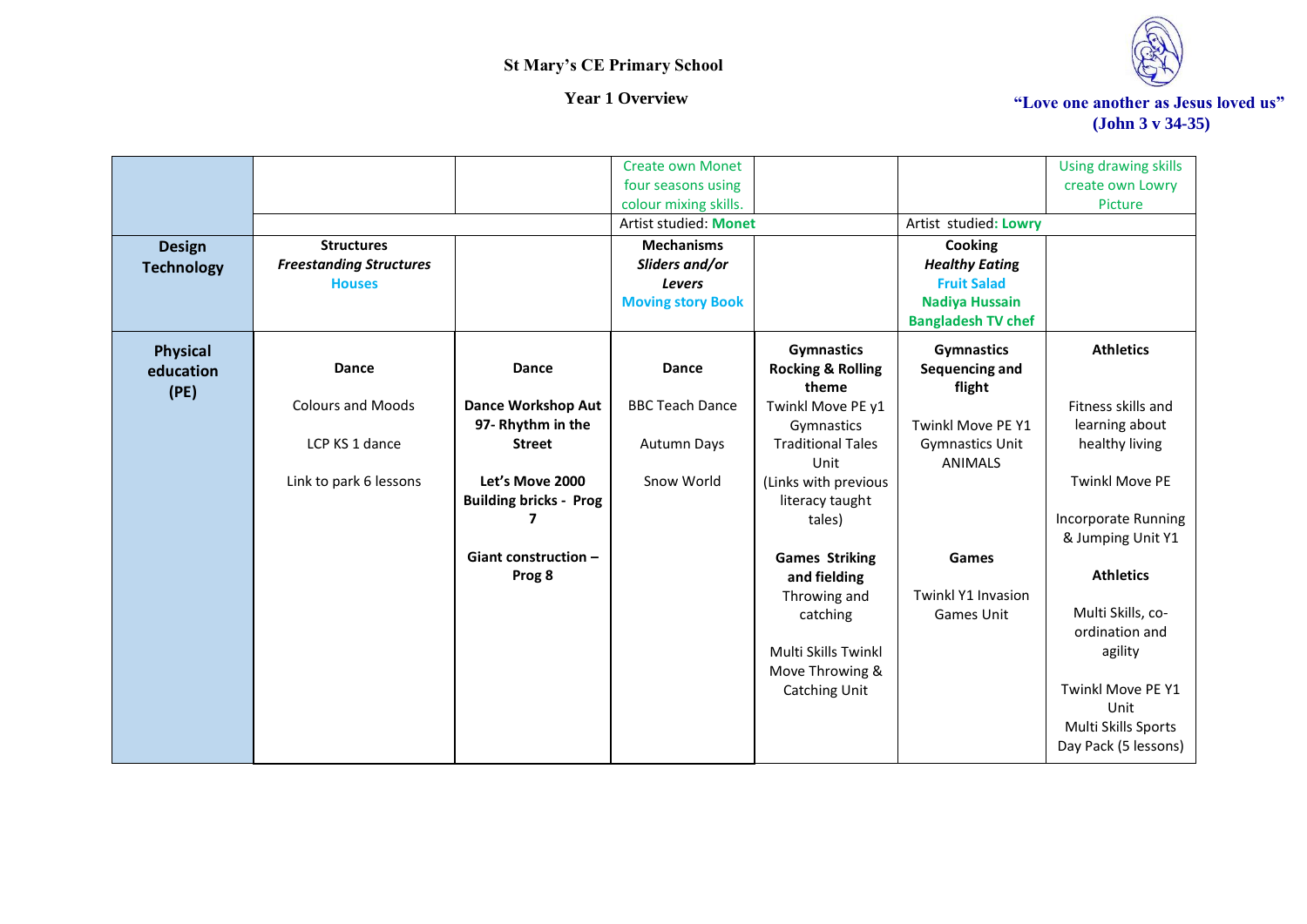St Mary's CE Primary School

Year 1 Overview

"Love one another as Jesus loved us" (John 3 v 34-35)

| | | | | | | |
|---|---|---|---|---|---|---|
| | | | Create own Monet four seasons using colour mixing skills. | | | Using drawing skills create own Lowry Picture |
| | | | Artist studied: Monet | | Artist studied: Lowry | |
| **Design Technology** | **Structures** *Freestanding Structures* **Houses** | | **Mechanisms** *Sliders and/or Levers* **Moving story Book** | | **Cooking** *Healthy Eating* **Fruit Salad** **Nadiya Hussain Bangladesh TV chef** | |
| **Physical education (PE)** | **Dance**<br><br>Colours and Moods<br><br>LCP KS 1 dance<br><br>Link to park 6 lessons | **Dance**<br><br>**Dance Workshop Aut 97- Rhythm in the Street**<br><br>**Let's Move 2000 Building bricks - Prog 7**<br><br>**Giant construction – Prog 8** | **Dance**<br><br>BBC Teach Dance<br><br>Autumn Days<br><br>Snow World | **Gymnastics Rocking & Rolling theme**<br>Twinkl Move PE y1 Gymnastics Traditional Tales Unit<br>(Links with previous literacy taught tales)<br><br>**Games Striking and fielding**<br>Throwing and catching<br><br>Multi Skills Twinkl Move Throwing & Catching Unit | **Gymnastics Sequencing and flight**<br><br>Twinkl Move PE Y1 Gymnastics Unit ANIMALS<br><br>**Games**<br><br>Twinkl Y1 Invasion Games Unit | **Athletics**<br><br>Fitness skills and learning about healthy living<br><br>Twinkl Move PE<br><br>Incorporate Running & Jumping Unit Y1<br><br>**Athletics**<br><br>Multi Skills, co-ordination and agility<br><br>Twinkl Move PE Y1 Unit<br>Multi Skills Sports Day Pack (5 lessons) |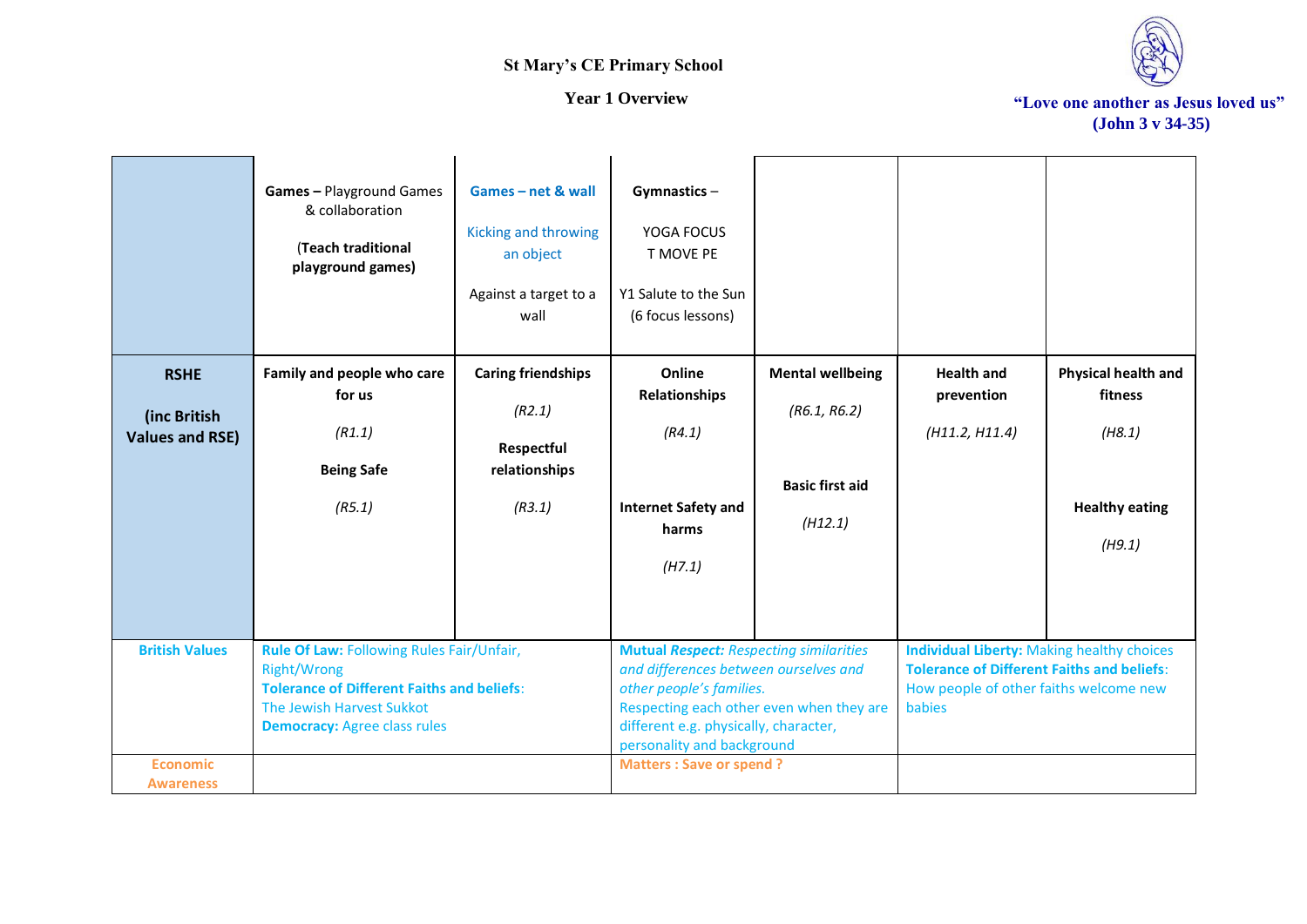St Mary's CE Primary School

Year 1 Overview

"Love one another as Jesus loved us"
(John 3 v 34-35)

| | | | | | | |
|---|---|---|---|---|---|---|
| | **Games –** Playground Games & collaboration<br><br>(**Teach traditional playground games)** | **Games – net & wall**<br><br>Kicking and throwing an object<br><br>Against a target to a wall | **Gymnastics** –<br><br>YOGA FOCUS<br>T MOVE PE<br><br>Y1 Salute to the Sun<br>(6 focus lessons) | | | |
| **RSHE**<br><br>**(inc British Values and RSE)** | **Family and people who care for us**<br><br>*(R1.1)*<br><br>**Being Safe**<br><br>*(R5.1)* | **Caring friendships**<br><br>*(R2.1)*<br><br>**Respectful relationships**<br><br>*(R3.1)* | **Online Relationships**<br><br>*(R4.1)*<br><br>**Internet Safety and harms**<br><br>*(H7.1)* | **Mental wellbeing**<br><br>*(R6.1, R6.2)*<br><br>**Basic first aid**<br><br>*(H12.1)* | **Health and prevention**<br><br>*(H11.2, H11.4)* | **Physical health and fitness**<br><br>*(H8.1)*<br><br>**Healthy eating**<br><br>*(H9.1)* |
| **British Values** | **Rule Of Law:** Following Rules Fair/Unfair, Right/Wrong<br>**Tolerance of Different Faiths and beliefs**: The Jewish Harvest Sukkot<br>**Democracy:** Agree class rules | | ***Mutual Respect:*** *Respecting similarities and differences between ourselves and other people's families.*<br>Respecting each other even when they are different e.g. physically, character, personality and background | | **Individual Liberty:** Making healthy choices<br>**Tolerance of Different Faiths and beliefs**: How people of other faiths welcome new babies | |
| **Economic Awareness** | | | **Matters : Save or spend ?** | | | |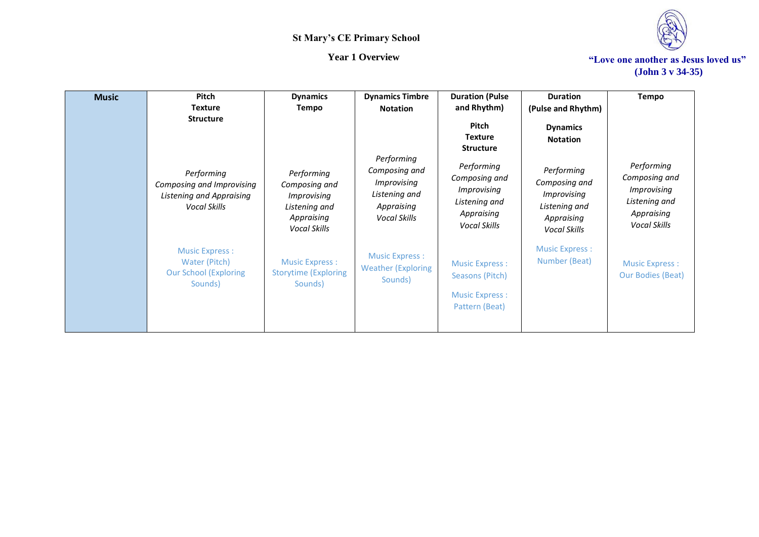**St Mary's CE Primary School**

**Year 1 Overview**

**"Love one another as Jesus loved us"**
**(John 3 v 34-35)**

| | | | | | | |
|---|---|---|---|---|---|---|
| **Music** | **Pitch**<br>**Texture**<br>**Structure**<br><br>*Performing*<br>*Composing and Improvising*<br>*Listening and Appraising*<br>*Vocal Skills*<br><br>Music Express :<br>Water (Pitch)<br>Our School (Exploring Sounds) | **Dynamics**<br>**Tempo**<br><br>*Performing*<br>*Composing and Improvising*<br>*Listening and Appraising*<br>*Vocal Skills*<br><br>Music Express :<br>Storytime (Exploring Sounds) | **Dynamics Timbre**<br>**Notation**<br><br>*Performing*<br>*Composing and Improvising*<br>*Listening and Appraising*<br>*Vocal Skills*<br><br>Music Express :<br>Weather (Exploring Sounds) | **Duration (Pulse and Rhythm)**<br><br>**Pitch**<br>**Texture**<br>**Structure**<br><br>*Performing*<br>*Composing and Improvising*<br>*Listening and Appraising*<br>*Vocal Skills*<br><br>Music Express :<br>Seasons (Pitch)<br><br>Music Express :<br>Pattern (Beat) | **Duration (Pulse and Rhythm)**<br><br>**Dynamics**<br>**Notation**<br><br>*Performing*<br>*Composing and Improvising*<br>*Listening and Appraising*<br>*Vocal Skills*<br><br>Music Express :<br>Number (Beat) | **Tempo**<br><br>*Performing*<br>*Composing and Improvising*<br>*Listening and Appraising*<br>*Vocal Skills*<br><br>Music Express :<br>Our Bodies (Beat) |